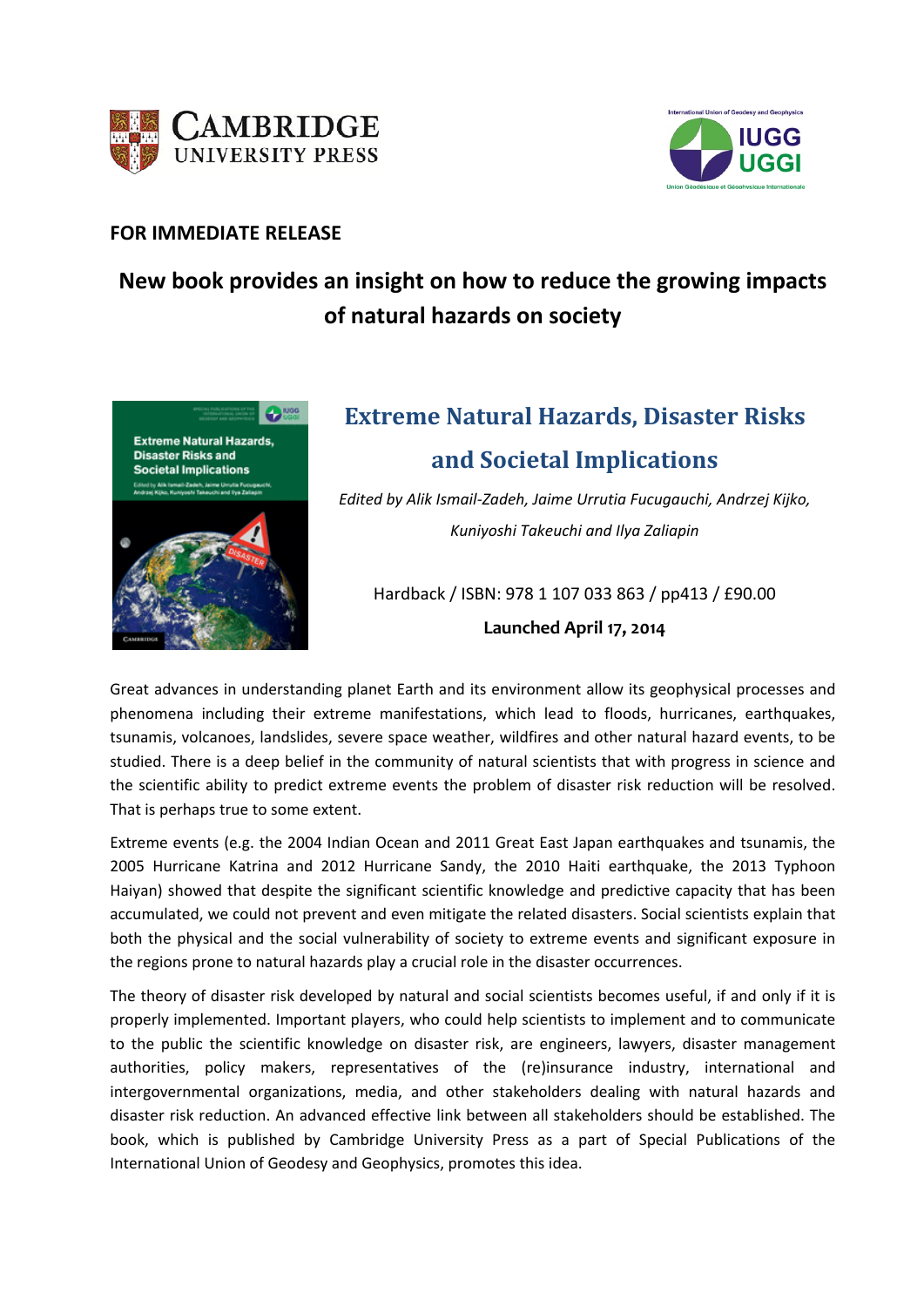**FOR IMMEDIATE RELEASE**

# New book provides an insight on how to reduce the growing impacts of natural hazards on society

## Extreme Natural Hazards, Disaster Risks and Societal Implications

*Edited by Alik Ismail-Zadeh, Jaime Urrutia Fucugauchi, Andrzej Kijko, Kuniyoshi Takeuchi and Ilya Zaliapin*

Hardback / ISBN: 978 1 107 033 863 / pp413 / £90.00

**Launched April 17, 2014**

Great advances in understanding planet Earth and its environment allow its geophysical processes and phenomena including their extreme manifestations, which lead to floods, hurricanes, earthquakes, tsunamis, volcanoes, landslides, severe space weather, wildfires and other natural hazard events, to be studied. There is a deep belief in the community of natural scientists that with progress in science and the scientific ability to predict extreme events the problem of disaster risk reduction will be resolved. That is perhaps true to some extent.

Extreme events (e.g. the 2004 Indian Ocean and 2011 Great East Japan earthquakes and tsunamis, the 2005 Hurricane Katrina and 2012 Hurricane Sandy, the 2010 Haiti earthquake, the 2013 Typhoon Haiyan) showed that despite the significant scientific knowledge and predictive capacity that has been accumulated, we could not prevent and even mitigate the related disasters. Social scientists explain that both the physical and the social vulnerability of society to extreme events and significant exposure in the regions prone to natural hazards play a crucial role in the disaster occurrences.

The theory of disaster risk developed by natural and social scientists becomes useful, if and only if it is properly implemented. Important players, who could help scientists to implement and to communicate to the public the scientific knowledge on disaster risk, are engineers, lawyers, disaster management authorities, policy makers, representatives of the (re)insurance industry, international and intergovernmental organizations, media, and other stakeholders dealing with natural hazards and disaster risk reduction. An advanced effective link between all stakeholders should be established. The book, which is published by Cambridge University Press as a part of Special Publications of the International Union of Geodesy and Geophysics, promotes this idea.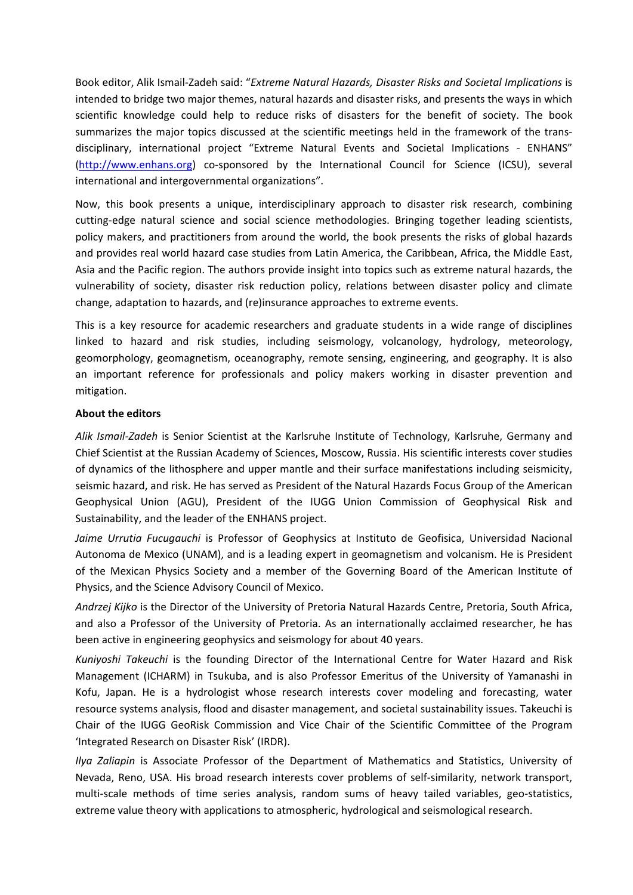Book editor, Alik Ismail-Zadeh said: "*Extreme Natural Hazards, Disaster Risks and Societal Implications* is intended to bridge two major themes, natural hazards and disaster risks, and presents the ways in which scientific knowledge could help to reduce risks of disasters for the benefit of society. The book summarizes the major topics discussed at the scientific meetings held in the framework of the trans-disciplinary, international project "Extreme Natural Events and Societal Implications - ENHANS" (http://www.enhans.org) co-sponsored by the International Council for Science (ICSU), several international and intergovernmental organizations".

Now, this book presents a unique, interdisciplinary approach to disaster risk research, combining cutting-edge natural science and social science methodologies. Bringing together leading scientists, policy makers, and practitioners from around the world, the book presents the risks of global hazards and provides real world hazard case studies from Latin America, the Caribbean, Africa, the Middle East, Asia and the Pacific region. The authors provide insight into topics such as extreme natural hazards, the vulnerability of society, disaster risk reduction policy, relations between disaster policy and climate change, adaptation to hazards, and (re)insurance approaches to extreme events.

This is a key resource for academic researchers and graduate students in a wide range of disciplines linked to hazard and risk studies, including seismology, volcanology, hydrology, meteorology, geomorphology, geomagnetism, oceanography, remote sensing, engineering, and geography. It is also an important reference for professionals and policy makers working in disaster prevention and mitigation.

**About the editors**

*Alik Ismail-Zadeh* is Senior Scientist at the Karlsruhe Institute of Technology, Karlsruhe, Germany and Chief Scientist at the Russian Academy of Sciences, Moscow, Russia. His scientific interests cover studies of dynamics of the lithosphere and upper mantle and their surface manifestations including seismicity, seismic hazard, and risk. He has served as President of the Natural Hazards Focus Group of the American Geophysical Union (AGU), President of the IUGG Union Commission of Geophysical Risk and Sustainability, and the leader of the ENHANS project.

*Jaime Urrutia Fucugauchi* is Professor of Geophysics at Instituto de Geofisica, Universidad Nacional Autonoma de Mexico (UNAM), and is a leading expert in geomagnetism and volcanism. He is President of the Mexican Physics Society and a member of the Governing Board of the American Institute of Physics, and the Science Advisory Council of Mexico.

*Andrzej Kijko* is the Director of the University of Pretoria Natural Hazards Centre, Pretoria, South Africa, and also a Professor of the University of Pretoria. As an internationally acclaimed researcher, he has been active in engineering geophysics and seismology for about 40 years.

*Kuniyoshi Takeuchi* is the founding Director of the International Centre for Water Hazard and Risk Management (ICHARM) in Tsukuba, and is also Professor Emeritus of the University of Yamanashi in Kofu, Japan. He is a hydrologist whose research interests cover modeling and forecasting, water resource systems analysis, flood and disaster management, and societal sustainability issues. Takeuchi is Chair of the IUGG GeoRisk Commission and Vice Chair of the Scientific Committee of the Program 'Integrated Research on Disaster Risk' (IRDR).

*Ilya Zaliapin* is Associate Professor of the Department of Mathematics and Statistics, University of Nevada, Reno, USA. His broad research interests cover problems of self-similarity, network transport, multi-scale methods of time series analysis, random sums of heavy tailed variables, geo-statistics, extreme value theory with applications to atmospheric, hydrological and seismological research.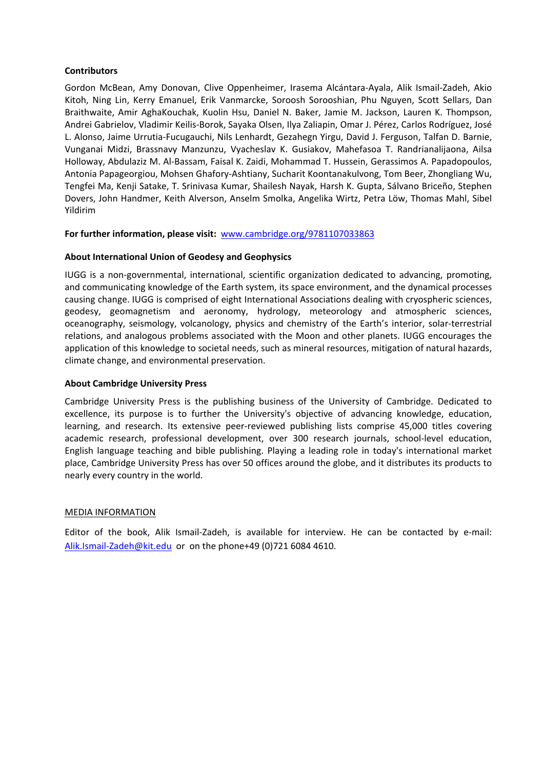**Contributors**

Gordon McBean, Amy Donovan, Clive Oppenheimer, Irasema Alcántara-Ayala, Alik Ismail-Zadeh, Akio Kitoh, Ning Lin, Kerry Emanuel, Erik Vanmarcke, Soroosh Sorooshian, Phu Nguyen, Scott Sellars, Dan Braithwaite, Amir AghaKouchak, Kuolin Hsu, Daniel N. Baker, Jamie M. Jackson, Lauren K. Thompson, Andrei Gabrielov, Vladimir Keilis-Borok, Sayaka Olsen, Ilya Zaliapin, Omar J. Pérez, Carlos Rodríguez, José L. Alonso, Jaime Urrutia-Fucugauchi, Nils Lenhardt, Gezahegn Yirgu, David J. Ferguson, Talfan D. Barnie, Vunganai Midzi, Brassnavy Manzunzu, Vyacheslav K. Gusiakov, Mahefasoa T. Randrianalijaona, Ailsa Holloway, Abdulaziz M. Al-Bassam, Faisal K. Zaidi, Mohammad T. Hussein, Gerassimos A. Papadopoulos, Antonia Papageorgiou, Mohsen Ghafory-Ashtiany, Sucharit Koontanakulvong, Tom Beer, Zhongliang Wu, Tengfei Ma, Kenji Satake, T. Srinivasa Kumar, Shailesh Nayak, Harsh K. Gupta, Sálvano Briceño, Stephen Dovers, John Handmer, Keith Alverson, Anselm Smolka, Angelika Wirtz, Petra Löw, Thomas Mahl, Sibel Yildirim

**For further information, please visit:** www.cambridge.org/9781107033863

**About International Union of Geodesy and Geophysics**

IUGG is a non-governmental, international, scientific organization dedicated to advancing, promoting, and communicating knowledge of the Earth system, its space environment, and the dynamical processes causing change. IUGG is comprised of eight International Associations dealing with cryospheric sciences, geodesy, geomagnetism and aeronomy, hydrology, meteorology and atmospheric sciences, oceanography, seismology, volcanology, physics and chemistry of the Earth's interior, solar-terrestrial relations, and analogous problems associated with the Moon and other planets. IUGG encourages the application of this knowledge to societal needs, such as mineral resources, mitigation of natural hazards, climate change, and environmental preservation.

**About Cambridge University Press**

Cambridge University Press is the publishing business of the University of Cambridge. Dedicated to excellence, its purpose is to further the University's objective of advancing knowledge, education, learning, and research. Its extensive peer-reviewed publishing lists comprise 45,000 titles covering academic research, professional development, over 300 research journals, school-level education, English language teaching and bible publishing. Playing a leading role in today's international market place, Cambridge University Press has over 50 offices around the globe, and it distributes its products to nearly every country in the world.

MEDIA INFORMATION

Editor of the book, Alik Ismail-Zadeh, is available for interview. He can be contacted by e-mail: Alik.Ismail-Zadeh@kit.edu or on the phone+49 (0)721 6084 4610.